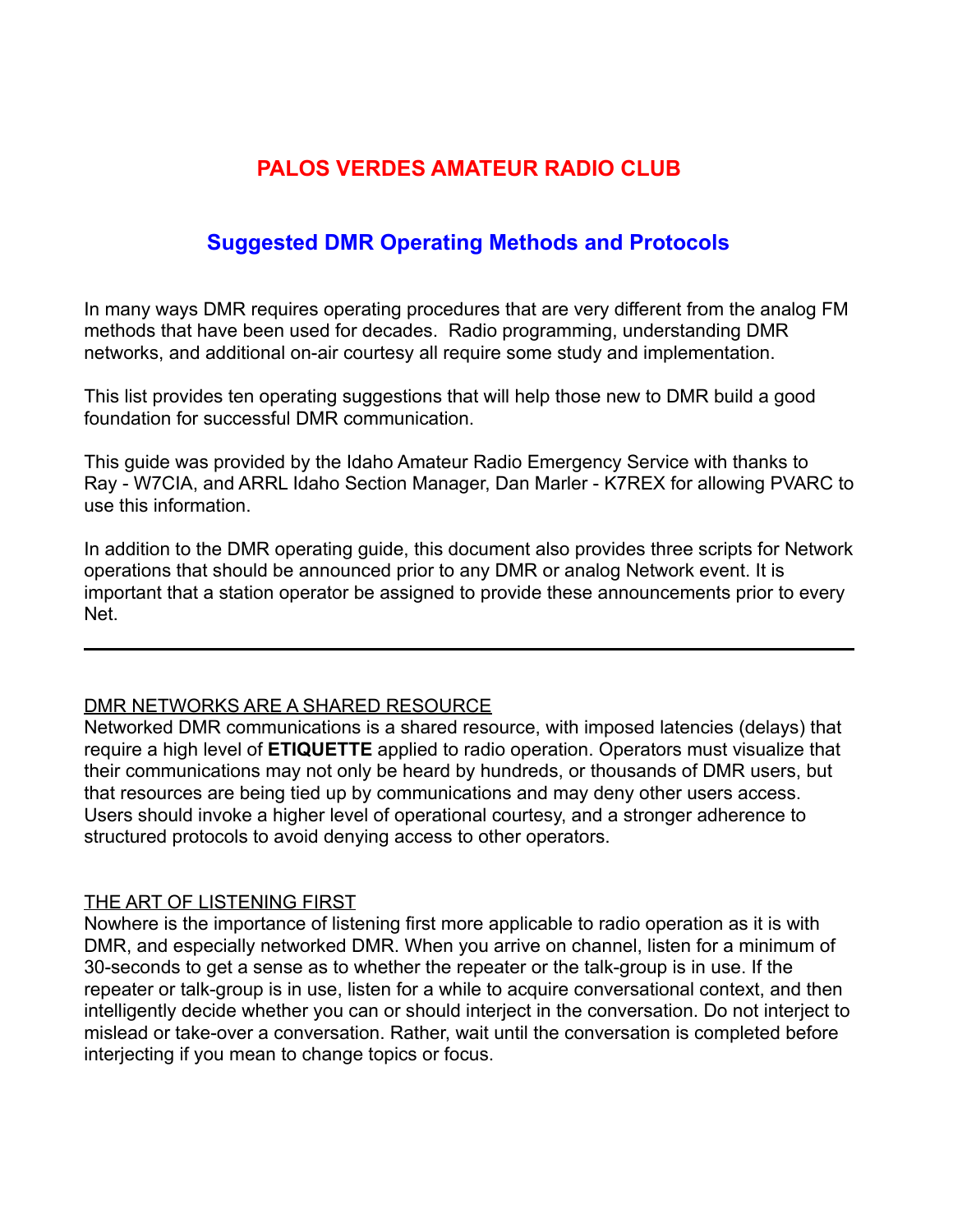# PALOS VERDES AMATEUR RADIO CLUB

## Suggested DMR Operating Methods and Protocols

In many ways DMR requires operating procedures that are very different from the analog FM methods that have been used for decades. Radio programming, understanding DMR networks, and additional on-air courtesy all require some study and implementation.

This list provides ten operating suggestions that will help those new to DMR build a good foundation for successful DMR communication.

This guide was provided by the Idaho Amateur Radio Emergency Service with thanks to Ray - W7CIA, and ARRL Idaho Section Manager, Dan Marler - K7REX for allowing PVARC to use this information.

In addition to the DMR operating guide, this document also provides three scripts for Network operations that should be announced prior to any DMR or analog Network event. It is important that a station operator be assigned to provide these announcements prior to every Net.

---

### DMR NETWORKS ARE A SHARED RESOURCE

Networked DMR communications is a shared resource, with imposed latencies (delays) that require a high level of **ETIQUETTE** applied to radio operation. Operators must visualize that their communications may not only be heard by hundreds, or thousands of DMR users, but that resources are being tied up by communications and may deny other users access. Users should invoke a higher level of operational courtesy, and a stronger adherence to structured protocols to avoid denying access to other operators.

### THE ART OF LISTENING FIRST

Nowhere is the importance of listening first more applicable to radio operation as it is with DMR, and especially networked DMR. When you arrive on channel, listen for a minimum of 30-seconds to get a sense as to whether the repeater or the talk-group is in use. If the repeater or talk-group is in use, listen for a while to acquire conversational context, and then intelligently decide whether you can or should interject in the conversation. Do not interject to mislead or take-over a conversation. Rather, wait until the conversation is completed before interjecting if you mean to change topics or focus.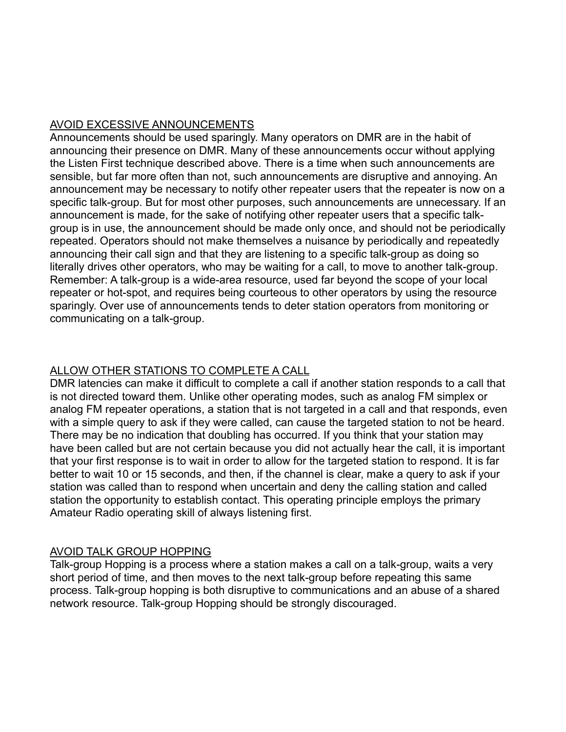## AVOID EXCESSIVE ANNOUNCEMENTS

Announcements should be used sparingly. Many operators on DMR are in the habit of announcing their presence on DMR. Many of these announcements occur without applying the Listen First technique described above. There is a time when such announcements are sensible, but far more often than not, such announcements are disruptive and annoying. An announcement may be necessary to notify other repeater users that the repeater is now on a specific talk-group. But for most other purposes, such announcements are unnecessary. If an announcement is made, for the sake of notifying other repeater users that a specific talk-group is in use, the announcement should be made only once, and should not be periodically repeated. Operators should not make themselves a nuisance by periodically and repeatedly announcing their call sign and that they are listening to a specific talk-group as doing so literally drives other operators, who may be waiting for a call, to move to another talk-group. Remember: A talk-group is a wide-area resource, used far beyond the scope of your local repeater or hot-spot, and requires being courteous to other operators by using the resource sparingly. Over use of announcements tends to deter station operators from monitoring or communicating on a talk-group.

## ALLOW OTHER STATIONS TO COMPLETE A CALL

DMR latencies can make it difficult to complete a call if another station responds to a call that is not directed toward them. Unlike other operating modes, such as analog FM simplex or analog FM repeater operations, a station that is not targeted in a call and that responds, even with a simple query to ask if they were called, can cause the targeted station to not be heard. There may be no indication that doubling has occurred. If you think that your station may have been called but are not certain because you did not actually hear the call, it is important that your first response is to wait in order to allow for the targeted station to respond. It is far better to wait 10 or 15 seconds, and then, if the channel is clear, make a query to ask if your station was called than to respond when uncertain and deny the calling station and called station the opportunity to establish contact. This operating principle employs the primary Amateur Radio operating skill of always listening first.

## AVOID TALK GROUP HOPPING

Talk-group Hopping is a process where a station makes a call on a talk-group, waits a very short period of time, and then moves to the next talk-group before repeating this same process. Talk-group hopping is both disruptive to communications and an abuse of a shared network resource. Talk-group Hopping should be strongly discouraged.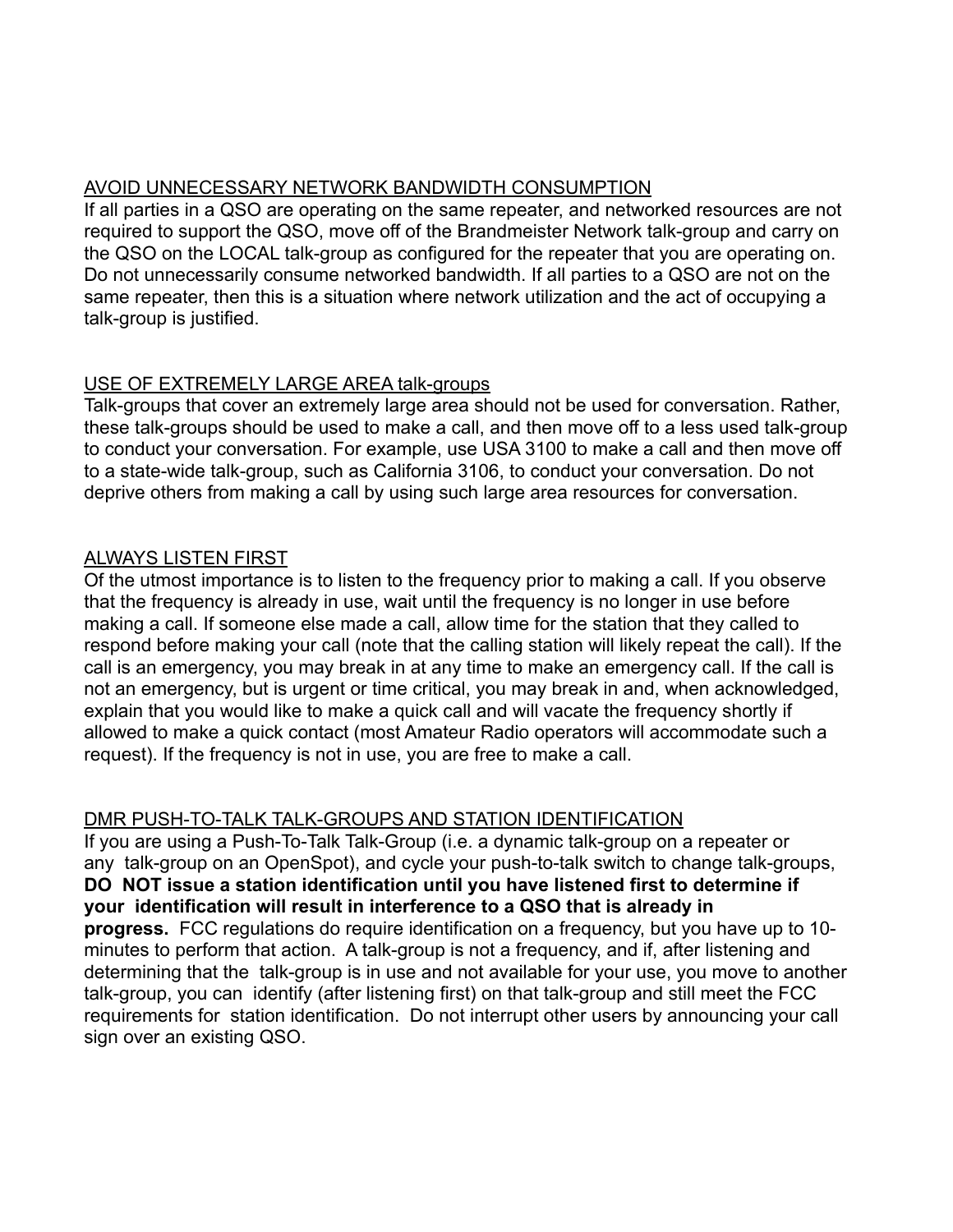## AVOID UNNECESSARY NETWORK BANDWIDTH CONSUMPTION

If all parties in a QSO are operating on the same repeater, and networked resources are not required to support the QSO, move off of the Brandmeister Network talk-group and carry on the QSO on the LOCAL talk-group as configured for the repeater that you are operating on. Do not unnecessarily consume networked bandwidth. If all parties to a QSO are not on the same repeater, then this is a situation where network utilization and the act of occupying a talk-group is justified.

## USE OF EXTREMELY LARGE AREA talk-groups

Talk-groups that cover an extremely large area should not be used for conversation. Rather, these talk-groups should be used to make a call, and then move off to a less used talk-group to conduct your conversation. For example, use USA 3100 to make a call and then move off to a state-wide talk-group, such as California 3106, to conduct your conversation. Do not deprive others from making a call by using such large area resources for conversation.

## ALWAYS LISTEN FIRST

Of the utmost importance is to listen to the frequency prior to making a call. If you observe that the frequency is already in use, wait until the frequency is no longer in use before making a call. If someone else made a call, allow time for the station that they called to respond before making your call (note that the calling station will likely repeat the call). If the call is an emergency, you may break in at any time to make an emergency call. If the call is not an emergency, but is urgent or time critical, you may break in and, when acknowledged, explain that you would like to make a quick call and will vacate the frequency shortly if allowed to make a quick contact (most Amateur Radio operators will accommodate such a request). If the frequency is not in use, you are free to make a call.

## DMR PUSH-TO-TALK TALK-GROUPS AND STATION IDENTIFICATION

If you are using a Push-To-Talk Talk-Group (i.e. a dynamic talk-group on a repeater or any talk-group on an OpenSpot), and cycle your push-to-talk switch to change talk-groups, **DO NOT issue a station identification until you have listened first to determine if your identification will result in interference to a QSO that is already in progress.** FCC regulations do require identification on a frequency, but you have up to 10-minutes to perform that action. A talk-group is not a frequency, and if, after listening and determining that the talk-group is in use and not available for your use, you move to another talk-group, you can identify (after listening first) on that talk-group and still meet the FCC requirements for station identification. Do not interrupt other users by announcing your call sign over an existing QSO.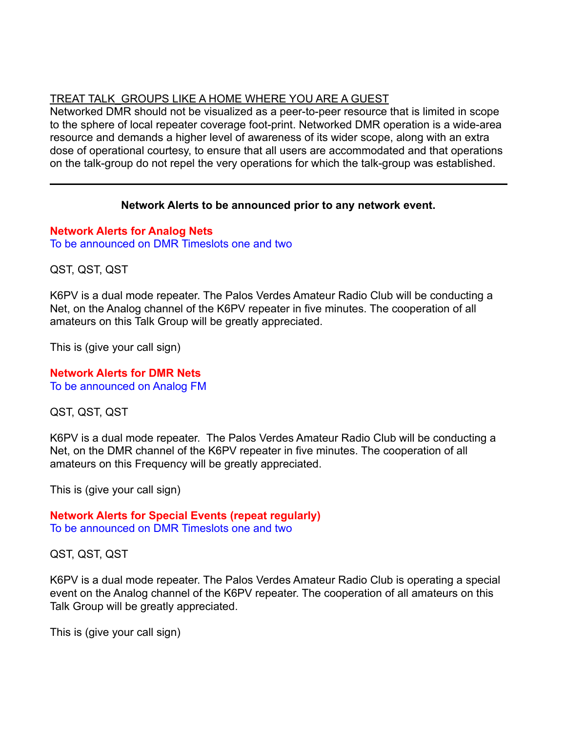TREAT TALK_GROUPS LIKE A HOME WHERE YOU ARE A GUEST

Networked DMR should not be visualized as a peer-to-peer resource that is limited in scope to the sphere of local repeater coverage foot-print. Networked DMR operation is a wide-area resource and demands a higher level of awareness of its wider scope, along with an extra dose of operational courtesy, to ensure that all users are accommodated and that operations on the talk-group do not repel the very operations for which the talk-group was established.

---

**Network Alerts to be announced prior to any network event.**

**Network Alerts for Analog Nets**

To be announced on DMR Timeslots one and two

QST, QST, QST

K6PV is a dual mode repeater. The Palos Verdes Amateur Radio Club will be conducting a Net, on the Analog channel of the K6PV repeater in five minutes. The cooperation of all amateurs on this Talk Group will be greatly appreciated.

This is (give your call sign)

**Network Alerts for DMR Nets**

To be announced on Analog FM

QST, QST, QST

K6PV is a dual mode repeater. The Palos Verdes Amateur Radio Club will be conducting a Net, on the DMR channel of the K6PV repeater in five minutes. The cooperation of all amateurs on this Frequency will be greatly appreciated.

This is (give your call sign)

**Network Alerts for Special Events (repeat regularly)**

To be announced on DMR Timeslots one and two

QST, QST, QST

K6PV is a dual mode repeater. The Palos Verdes Amateur Radio Club is operating a special event on the Analog channel of the K6PV repeater. The cooperation of all amateurs on this Talk Group will be greatly appreciated.

This is (give your call sign)